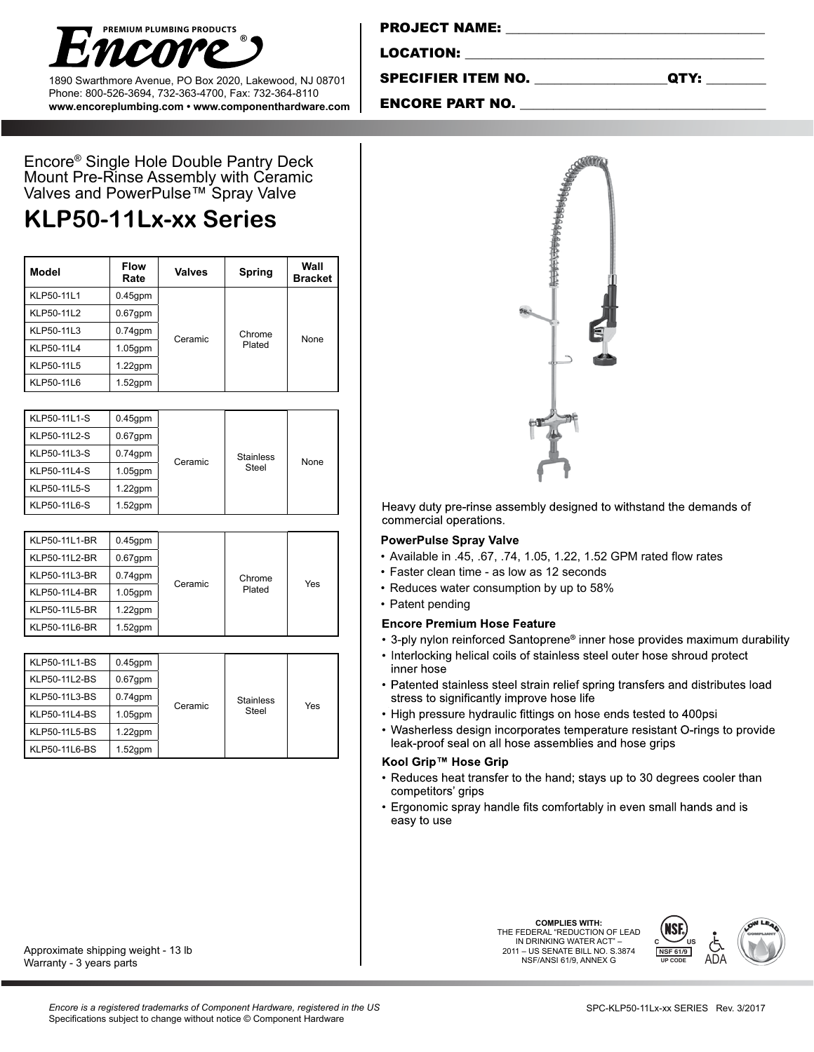**Encore®** PREMIUM PLUMBING PRODUCTS

1890 Swarthmore Avenue, PO Box 2020, Lakewood, NJ 08701
Phone: 800-526-3694, 732-363-4700, Fax: 732-364-8110
**www.encoreplumbing.com • www.componenthardware.com**

**PROJECT NAME:** ___________________________

**LOCATION:** ___________________________

**SPECIFIER ITEM NO.** ______________ **QTY:** ________

**ENCORE PART NO.** ___________________________

Encore® Single Hole Double Pantry Deck Mount Pre-Rinse Assembly with Ceramic Valves and PowerPulse™ Spray Valve

# KLP50-11Lx-xx Series

| Model | Flow Rate | Valves | Spring | Wall Bracket |
|---|---|---|---|---|
| KLP50-11L1 | 0.45gpm | Ceramic | Chrome Plated | None |
| KLP50-11L2 | 0.67gpm | | | |
| KLP50-11L3 | 0.74gpm | | | |
| KLP50-11L4 | 1.05gpm | | | |
| KLP50-11L5 | 1.22gpm | | | |
| KLP50-11L6 | 1.52gpm | | | |

| Model | Flow Rate | Valves | Spring | Wall Bracket |
|---|---|---|---|---|
| KLP50-11L1-S | 0.45gpm | Ceramic | Stainless Steel | None |
| KLP50-11L2-S | 0.67gpm | | | |
| KLP50-11L3-S | 0.74gpm | | | |
| KLP50-11L4-S | 1.05gpm | | | |
| KLP50-11L5-S | 1.22gpm | | | |
| KLP50-11L6-S | 1.52gpm | | | |

| Model | Flow Rate | Valves | Spring | Wall Bracket |
|---|---|---|---|---|
| KLP50-11L1-BR | 0.45gpm | Ceramic | Chrome Plated | Yes |
| KLP50-11L2-BR | 0.67gpm | | | |
| KLP50-11L3-BR | 0.74gpm | | | |
| KLP50-11L4-BR | 1.05gpm | | | |
| KLP50-11L5-BR | 1.22gpm | | | |
| KLP50-11L6-BR | 1.52gpm | | | |

| Model | Flow Rate | Valves | Spring | Wall Bracket |
|---|---|---|---|---|
| KLP50-11L1-BS | 0.45gpm | Ceramic | Stainless Steel | Yes |
| KLP50-11L2-BS | 0.67gpm | | | |
| KLP50-11L3-BS | 0.74gpm | | | |
| KLP50-11L4-BS | 1.05gpm | | | |
| KLP50-11L5-BS | 1.22gpm | | | |
| KLP50-11L6-BS | 1.52gpm | | | |

Heavy duty pre-rinse assembly designed to withstand the demands of commercial operations.

### PowerPulse Spray Valve

- Available in .45, .67, .74, 1.05, 1.22, 1.52 GPM rated flow rates
- Faster clean time - as low as 12 seconds
- Reduces water consumption by up to 58%
- Patent pending

### Encore Premium Hose Feature

- 3-ply nylon reinforced Santoprene® inner hose provides maximum durability
- Interlocking helical coils of stainless steel outer hose shroud protect inner hose
- Patented stainless steel strain relief spring transfers and distributes load stress to significantly improve hose life
- High pressure hydraulic fittings on hose ends tested to 400psi
- Washerless design incorporates temperature resistant O-rings to provide leak-proof seal on all hose assemblies and hose grips

### Kool Grip™ Hose Grip

- Reduces heat transfer to the hand; stays up to 30 degrees cooler than competitors' grips
- Ergonomic spray handle fits comfortably in even small hands and is easy to use

Approximate shipping weight - 13 lb
Warranty - 3 years parts

**COMPLIES WITH:**
THE FEDERAL "REDUCTION OF LEAD IN DRINKING WATER ACT" – 2011 – US SENATE BILL NO. S.3874
NSF/ANSI 61/9, ANNEX G

NSF C US NSF 61/9 UP CODE — ADA — LOW LEAD COMPLIANT

*Encore is a registered trademarks of Component Hardware, registered in the US*
Specifications subject to change without notice © Component Hardware

SPC-KLP50-11Lx-xx SERIES Rev. 3/2017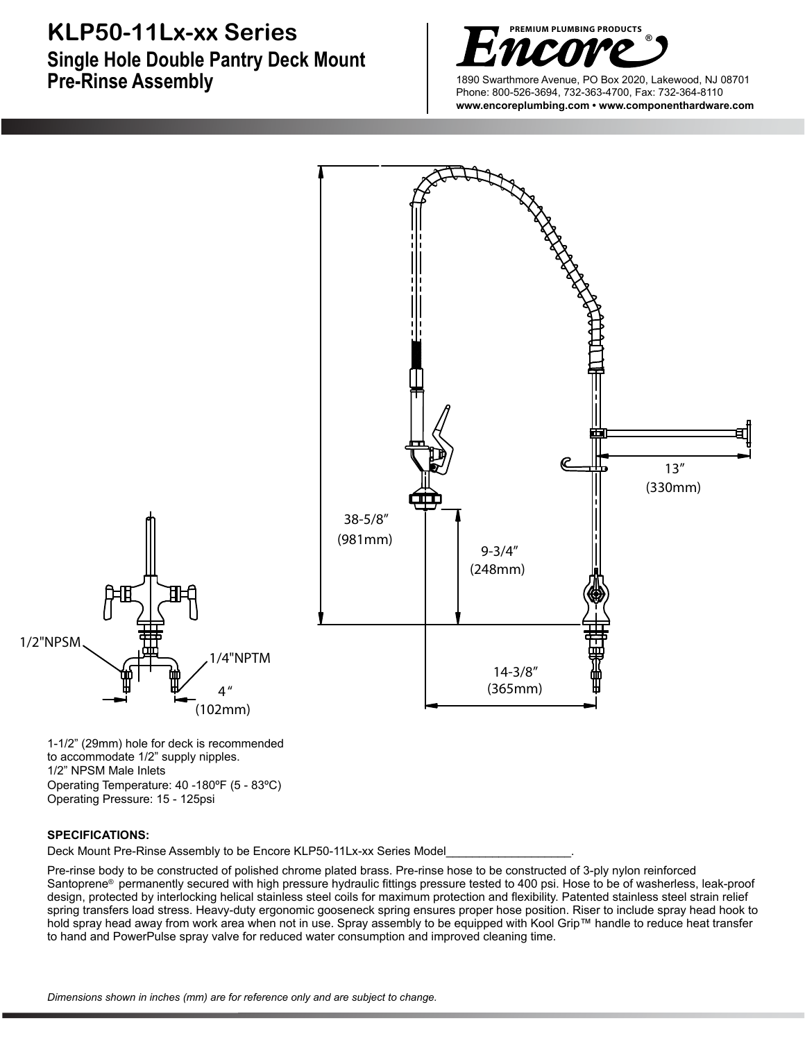# KLP50-11Lx-xx Series

## Single Hole Double Pantry Deck Mount Pre-Rinse Assembly

PREMIUM PLUMBING PRODUCTS

**Encore**®

1890 Swarthmore Avenue, PO Box 2020, Lakewood, NJ 08701
Phone: 800-526-3694, 732-363-4700, Fax: 732-364-8110
**www.encoreplumbing.com • www.componenthardware.com**

1/2"NPSM

1/4"NPTM

4″
(102mm)

38-5/8″
(981mm)

9-3/4″
(248mm)

14-3/8″
(365mm)

13″
(330mm)

1-1/2” (29mm) hole for deck is recommended to accommodate 1/2” supply nipples.
1/2” NPSM Male Inlets
Operating Temperature: 40 -180ºF (5 - 83ºC)
Operating Pressure: 15 - 125psi

**SPECIFICATIONS:**

Deck Mount Pre-Rinse Assembly to be Encore KLP50-11Lx-xx Series Model___________________.

Pre-rinse body to be constructed of polished chrome plated brass. Pre-rinse hose to be constructed of 3-ply nylon reinforced Santoprene® permanently secured with high pressure hydraulic fittings pressure tested to 400 psi. Hose to be of washerless, leak-proof design, protected by interlocking helical stainless steel coils for maximum protection and flexibility. Patented stainless steel strain relief spring transfers load stress. Heavy-duty ergonomic gooseneck spring ensures proper hose position. Riser to include spray head hook to hold spray head away from work area when not in use. Spray assembly to be equipped with Kool Grip™ handle to reduce heat transfer to hand and PowerPulse spray valve for reduced water consumption and improved cleaning time.

*Dimensions shown in inches (mm) are for reference only and are subject to change.*